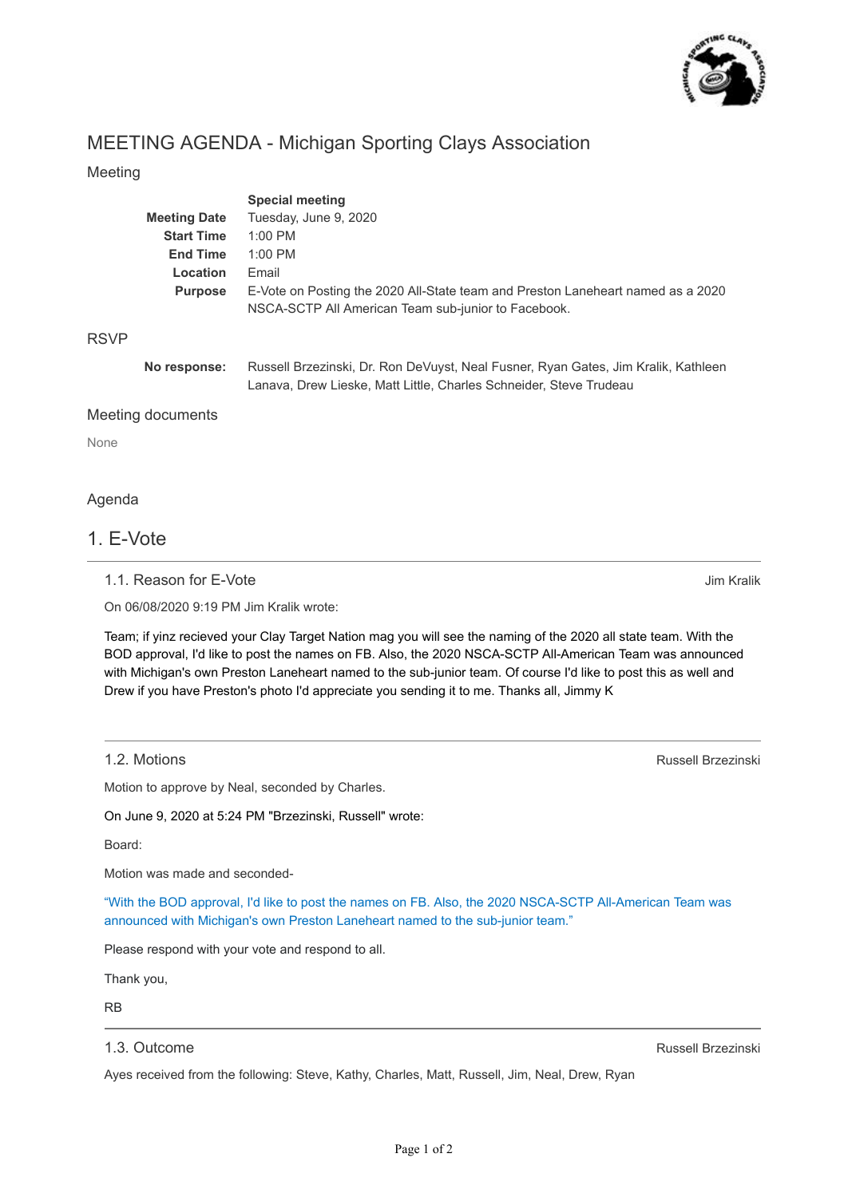# MEETING AGENDA - Michigan Sporting Clays Association

## Meeting

| | |
|---|---|
| | **Special meeting** |
| **Meeting Date** | Tuesday, June 9, 2020 |
| **Start Time** | 1:00 PM |
| **End Time** | 1:00 PM |
| **Location** | Email |
| **Purpose** | E-Vote on Posting the 2020 All-State team and Preston Laneheart named as a 2020 NSCA-SCTP All American Team sub-junior to Facebook. |

## RSVP

**No response:** Russell Brzezinski, Dr. Ron DeVuyst, Neal Fusner, Ryan Gates, Jim Kralik, Kathleen Lanava, Drew Lieske, Matt Little, Charles Schneider, Steve Trudeau

## Meeting documents

None

## Agenda

# 1. E-Vote

### 1.1. Reason for E-Vote

Jim Kralik

On 06/08/2020 9:19 PM Jim Kralik wrote:

Team; if yinz recieved your Clay Target Nation mag you will see the naming of the 2020 all state team. With the BOD approval, I'd like to post the names on FB. Also, the 2020 NSCA-SCTP All-American Team was announced with Michigan's own Preston Laneheart named to the sub-junior team. Of course I'd like to post this as well and Drew if you have Preston's photo I'd appreciate you sending it to me. Thanks all, Jimmy K

### 1.2. Motions

Russell Brzezinski

Motion to approve by Neal, seconded by Charles.

On June 9, 2020 at 5:24 PM "Brzezinski, Russell" wrote:

Board:

Motion was made and seconded-

"With the BOD approval, I'd like to post the names on FB. Also, the 2020 NSCA-SCTP All-American Team was announced with Michigan's own Preston Laneheart named to the sub-junior team."

Please respond with your vote and respond to all.

Thank you,

RB

### 1.3. Outcome

Russell Brzezinski

Ayes received from the following: Steve, Kathy, Charles, Matt, Russell, Jim, Neal, Drew, Ryan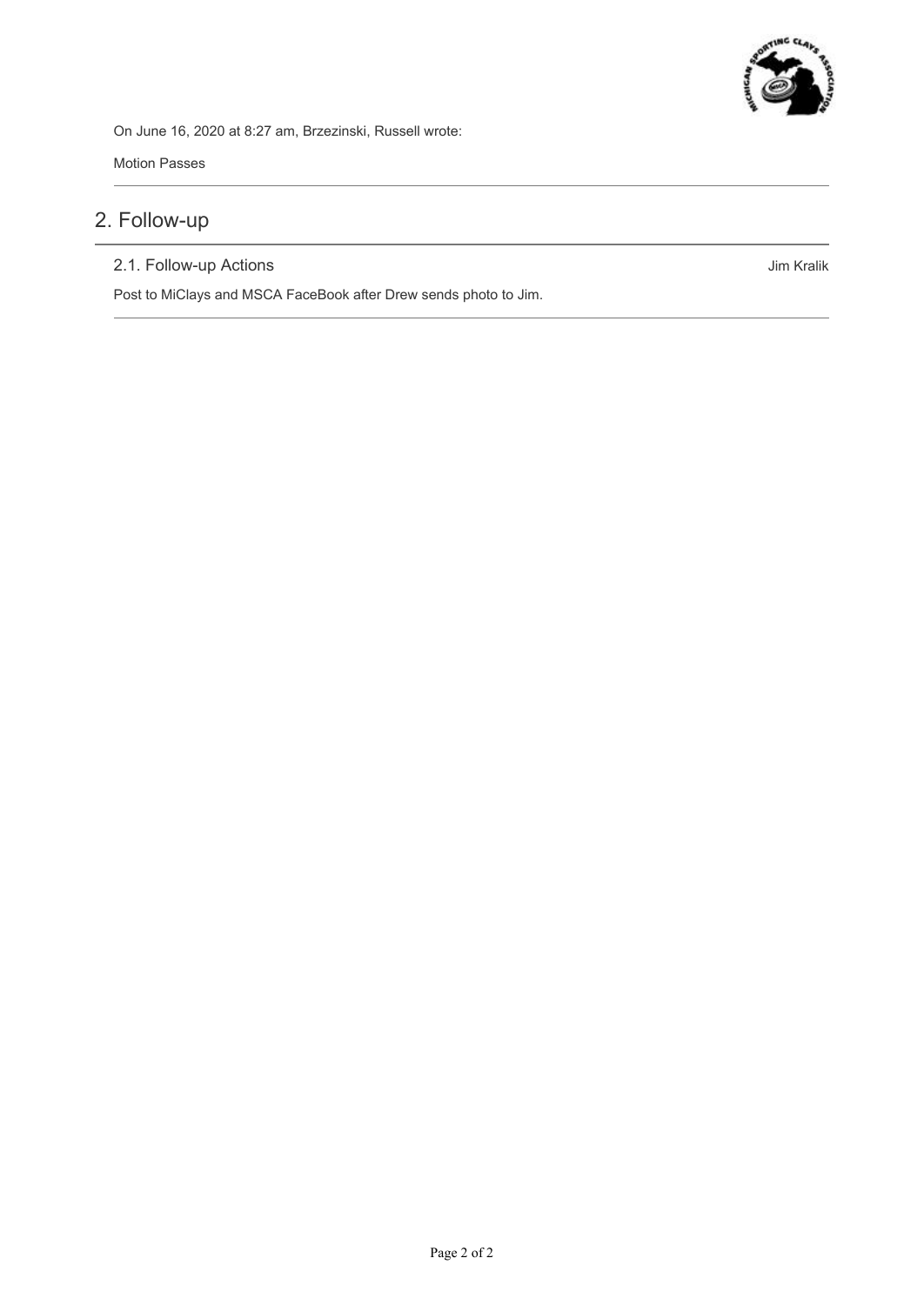On June 16, 2020 at 8:27 am, Brzezinski, Russell wrote:

Motion Passes

## 2. Follow-up

### 2.1. Follow-up Actions

Jim Kralik

Post to MiClays and MSCA FaceBook after Drew sends photo to Jim.